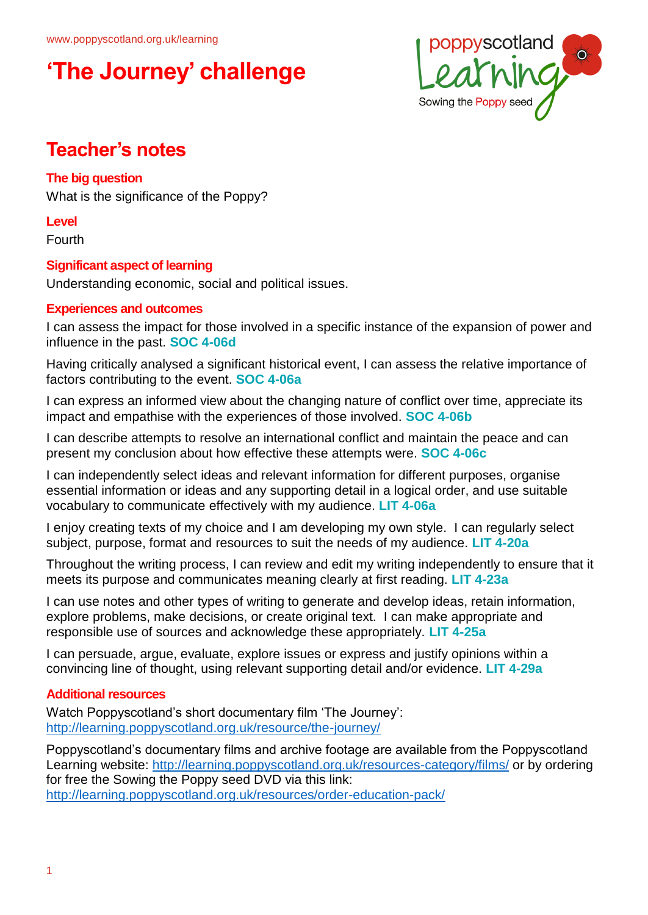www.poppyscotland.org.uk/learning

# 'The Journey' challenge

## Teacher's notes

### The big question

What is the significance of the Poppy?

### Level

Fourth

### Significant aspect of learning

Understanding economic, social and political issues.

### Experiences and outcomes

I can assess the impact for those involved in a specific instance of the expansion of power and influence in the past. **SOC 4-06d**

Having critically analysed a significant historical event, I can assess the relative importance of factors contributing to the event. **SOC 4-06a**

I can express an informed view about the changing nature of conflict over time, appreciate its impact and empathise with the experiences of those involved. **SOC 4-06b**

I can describe attempts to resolve an international conflict and maintain the peace and can present my conclusion about how effective these attempts were. **SOC 4-06c**

I can independently select ideas and relevant information for different purposes, organise essential information or ideas and any supporting detail in a logical order, and use suitable vocabulary to communicate effectively with my audience. **LIT 4-06a**

I enjoy creating texts of my choice and I am developing my own style. I can regularly select subject, purpose, format and resources to suit the needs of my audience. **LIT 4-20a**

Throughout the writing process, I can review and edit my writing independently to ensure that it meets its purpose and communicates meaning clearly at first reading. **LIT 4-23a**

I can use notes and other types of writing to generate and develop ideas, retain information, explore problems, make decisions, or create original text. I can make appropriate and responsible use of sources and acknowledge these appropriately. **LIT 4-25a**

I can persuade, argue, evaluate, explore issues or express and justify opinions within a convincing line of thought, using relevant supporting detail and/or evidence. **LIT 4-29a**

### Additional resources

Watch Poppyscotland's short documentary film 'The Journey': http://learning.poppyscotland.org.uk/resource/the-journey/

Poppyscotland's documentary films and archive footage are available from the Poppyscotland Learning website: http://learning.poppyscotland.org.uk/resources-category/films/ or by ordering for free the Sowing the Poppy seed DVD via this link: http://learning.poppyscotland.org.uk/resources/order-education-pack/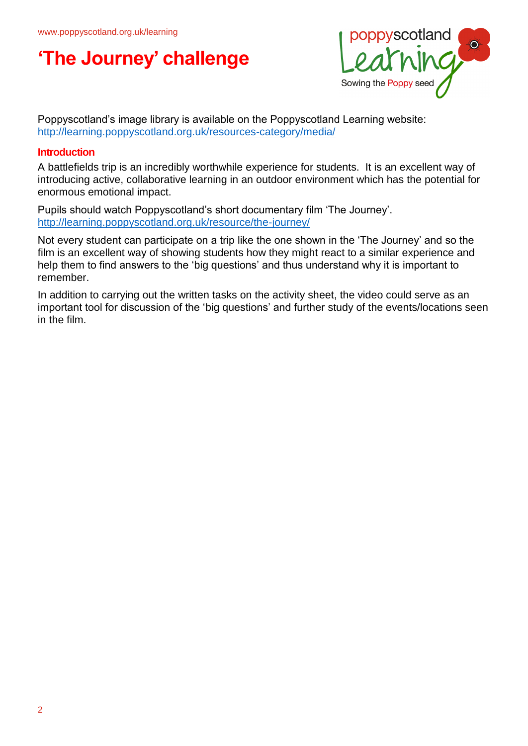# 'The Journey' challenge

Poppyscotland's image library is available on the Poppyscotland Learning website: http://learning.poppyscotland.org.uk/resources-category/media/

## Introduction

A battlefields trip is an incredibly worthwhile experience for students. It is an excellent way of introducing active, collaborative learning in an outdoor environment which has the potential for enormous emotional impact.

Pupils should watch Poppyscotland's short documentary film 'The Journey'. http://learning.poppyscotland.org.uk/resource/the-journey/

Not every student can participate on a trip like the one shown in the 'The Journey' and so the film is an excellent way of showing students how they might react to a similar experience and help them to find answers to the 'big questions' and thus understand why it is important to remember.

In addition to carrying out the written tasks on the activity sheet, the video could serve as an important tool for discussion of the 'big questions' and further study of the events/locations seen in the film.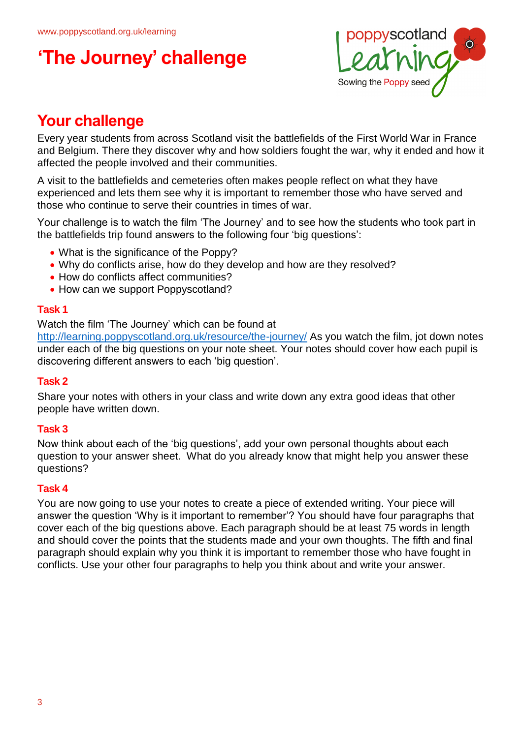# 'The Journey' challenge

## Your challenge

Every year students from across Scotland visit the battlefields of the First World War in France and Belgium. There they discover why and how soldiers fought the war, why it ended and how it affected the people involved and their communities.

A visit to the battlefields and cemeteries often makes people reflect on what they have experienced and lets them see why it is important to remember those who have served and those who continue to serve their countries in times of war.

Your challenge is to watch the film 'The Journey' and to see how the students who took part in the battlefields trip found answers to the following four 'big questions':

- What is the significance of the Poppy?
- Why do conflicts arise, how do they develop and how are they resolved?
- How do conflicts affect communities?
- How can we support Poppyscotland?

### Task 1

Watch the film 'The Journey' which can be found at http://learning.poppyscotland.org.uk/resource/the-journey/ As you watch the film, jot down notes under each of the big questions on your note sheet. Your notes should cover how each pupil is discovering different answers to each 'big question'.

### Task 2

Share your notes with others in your class and write down any extra good ideas that other people have written down.

### Task 3

Now think about each of the 'big questions', add your own personal thoughts about each question to your answer sheet. What do you already know that might help you answer these questions?

### Task 4

You are now going to use your notes to create a piece of extended writing. Your piece will answer the question 'Why is it important to remember'? You should have four paragraphs that cover each of the big questions above. Each paragraph should be at least 75 words in length and should cover the points that the students made and your own thoughts. The fifth and final paragraph should explain why you think it is important to remember those who have fought in conflicts. Use your other four paragraphs to help you think about and write your answer.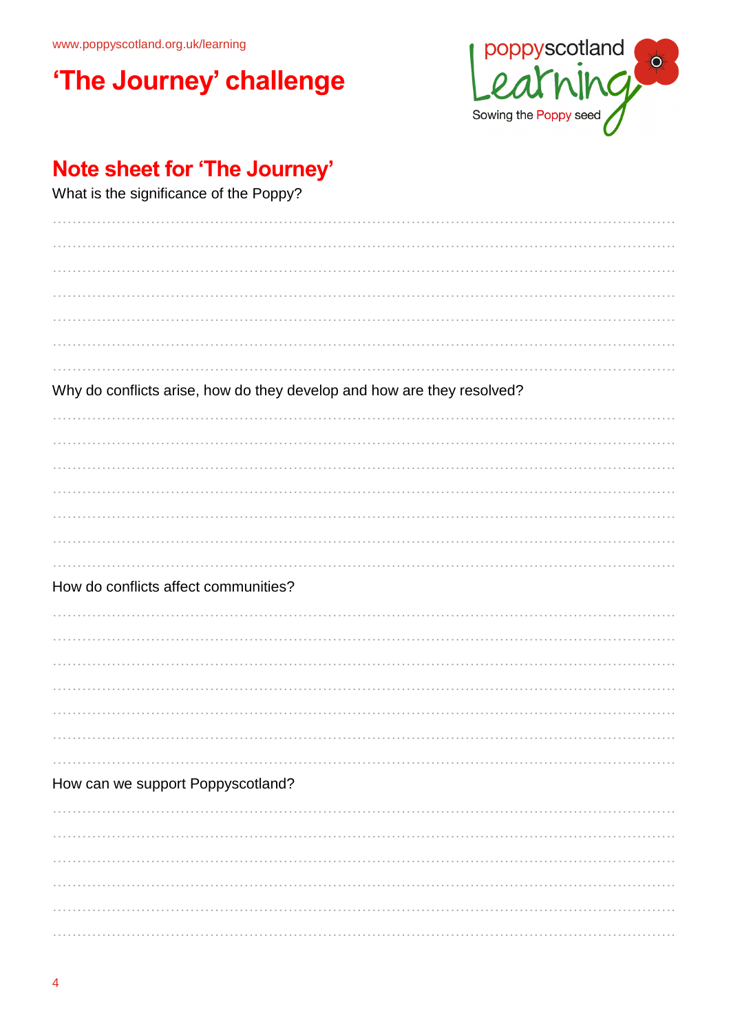www.poppyscotland.org.uk/learning

# 'The Journey' challenge

poppyscotland Learning
Sowing the Poppy seed

## Note sheet for 'The Journey'

What is the significance of the Poppy?

..............................................................................................................................

..............................................................................................................................

..............................................................................................................................

..............................................................................................................................

..............................................................................................................................

..............................................................................................................................

..............................................................................................................................

Why do conflicts arise, how do they develop and how are they resolved?

..............................................................................................................................

..............................................................................................................................

..............................................................................................................................

..............................................................................................................................

..............................................................................................................................

..............................................................................................................................

..............................................................................................................................

How do conflicts affect communities?

..............................................................................................................................

..............................................................................................................................

..............................................................................................................................

..............................................................................................................................

..............................................................................................................................

..............................................................................................................................

..............................................................................................................................

How can we support Poppyscotland?

..............................................................................................................................

..............................................................................................................................

..............................................................................................................................

..............................................................................................................................

..............................................................................................................................

..............................................................................................................................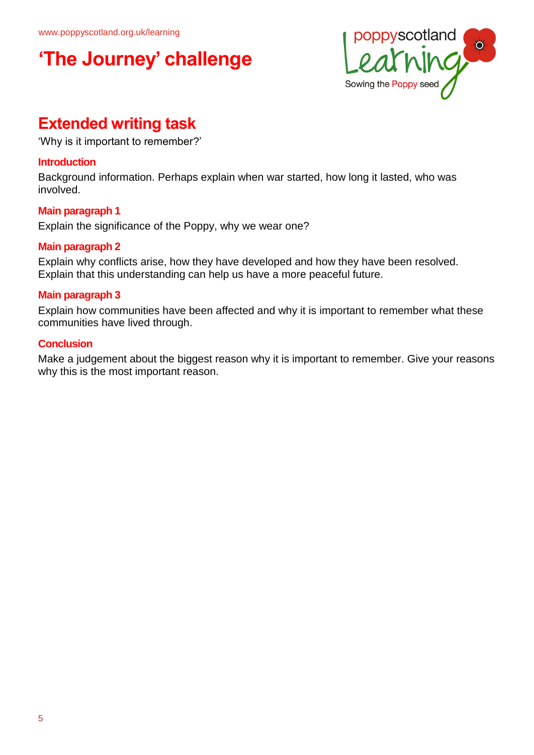# ‘The Journey’ challenge

## Extended writing task

‘Why is it important to remember?’

### Introduction

Background information. Perhaps explain when war started, how long it lasted, who was involved.

### Main paragraph 1

Explain the significance of the Poppy, why we wear one?

### Main paragraph 2

Explain why conflicts arise, how they have developed and how they have been resolved. Explain that this understanding can help us have a more peaceful future.

### Main paragraph 3

Explain how communities have been affected and why it is important to remember what these communities have lived through.

### Conclusion

Make a judgement about the biggest reason why it is important to remember. Give your reasons why this is the most important reason.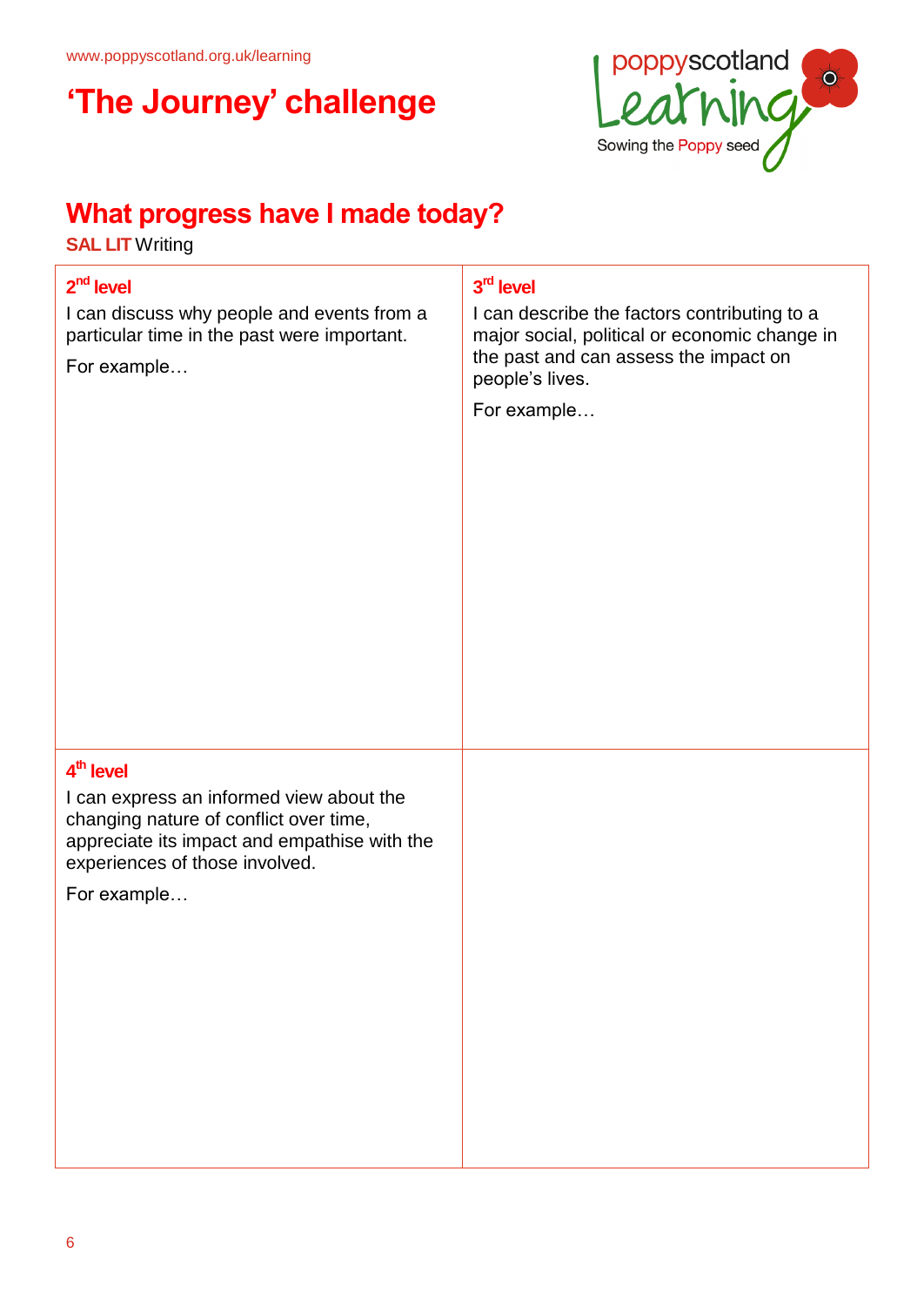www.poppyscotland.org.uk/learning

# 'The Journey' challenge

poppyscotland Learning
Sowing the Poppy seed

## What progress have I made today?

**SAL LIT** Writing

| **2nd level**<br>I can discuss why people and events from a particular time in the past were important.<br>For example… | **3rd level**<br>I can describe the factors contributing to a major social, political or economic change in the past and can assess the impact on people's lives.<br>For example… |
|---|---|
| **4th level**<br>I can express an informed view about the changing nature of conflict over time, appreciate its impact and empathise with the experiences of those involved.<br>For example… | |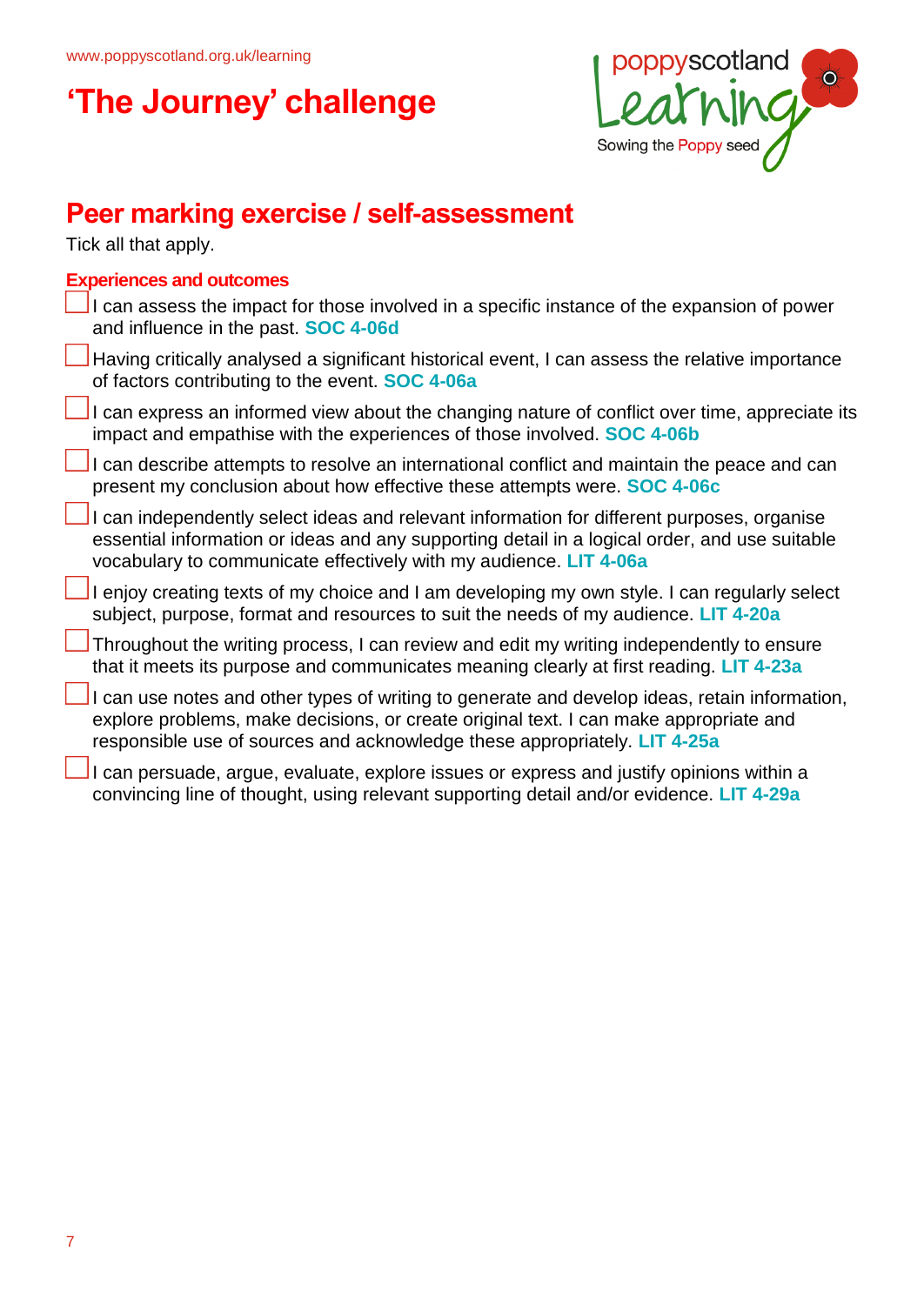www.poppyscotland.org.uk/learning

# 'The Journey' challenge

## Peer marking exercise / self-assessment

Tick all that apply.

**Experiences and outcomes**

- ☐ I can assess the impact for those involved in a specific instance of the expansion of power and influence in the past. **SOC 4-06d**
- ☐ Having critically analysed a significant historical event, I can assess the relative importance of factors contributing to the event. **SOC 4-06a**
- ☐ I can express an informed view about the changing nature of conflict over time, appreciate its impact and empathise with the experiences of those involved. **SOC 4-06b**
- ☐ I can describe attempts to resolve an international conflict and maintain the peace and can present my conclusion about how effective these attempts were. **SOC 4-06c**
- ☐ I can independently select ideas and relevant information for different purposes, organise essential information or ideas and any supporting detail in a logical order, and use suitable vocabulary to communicate effectively with my audience. **LIT 4-06a**
- ☐ I enjoy creating texts of my choice and I am developing my own style. I can regularly select subject, purpose, format and resources to suit the needs of my audience. **LIT 4-20a**
- ☐ Throughout the writing process, I can review and edit my writing independently to ensure that it meets its purpose and communicates meaning clearly at first reading. **LIT 4-23a**
- ☐ I can use notes and other types of writing to generate and develop ideas, retain information, explore problems, make decisions, or create original text. I can make appropriate and responsible use of sources and acknowledge these appropriately. **LIT 4-25a**
- ☐ I can persuade, argue, evaluate, explore issues or express and justify opinions within a convincing line of thought, using relevant supporting detail and/or evidence. **LIT 4-29a**